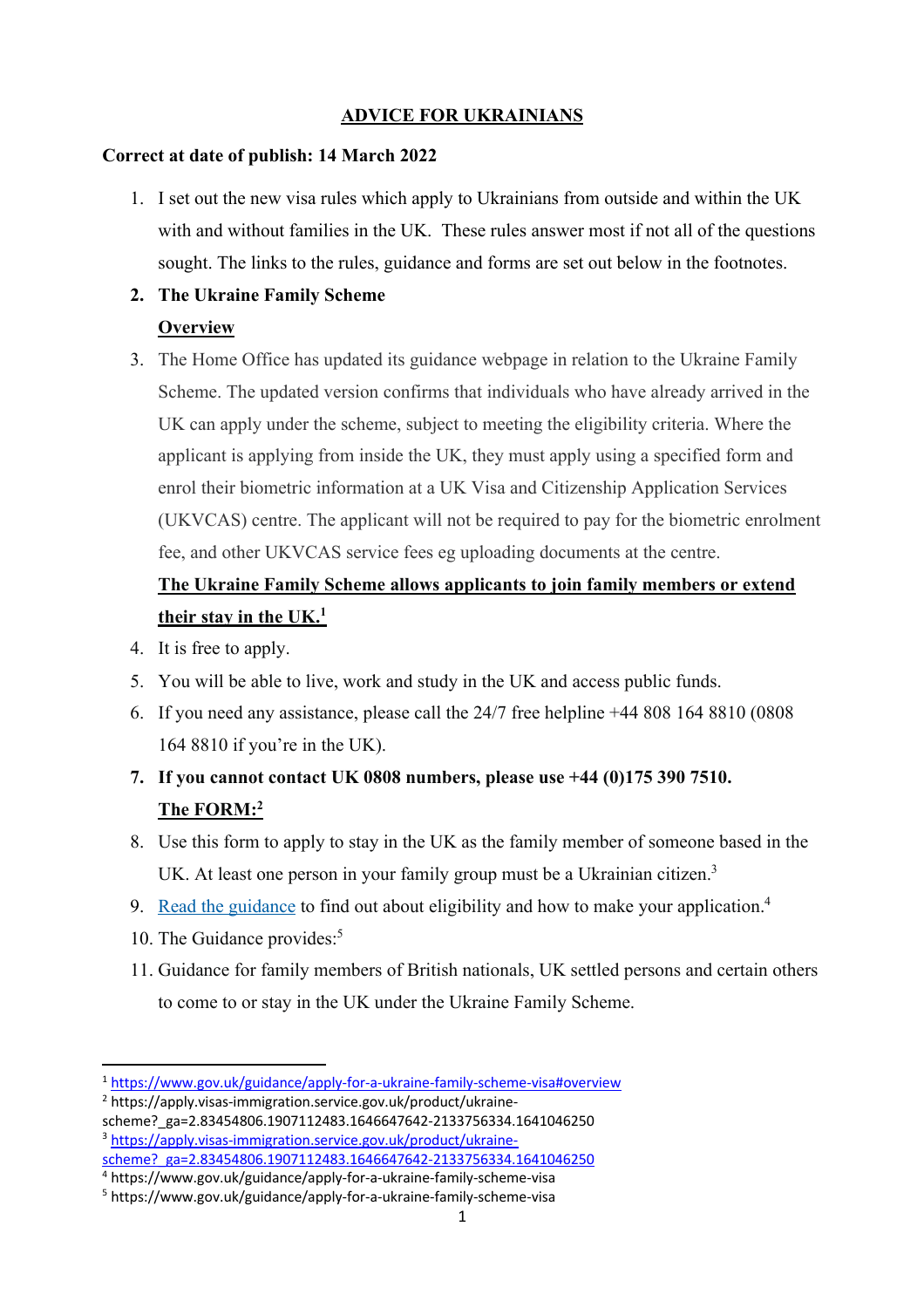## ADVICE FOR UKRAINIANS

**Correct at date of publish: 14 March 2022**

1. I set out the new visa rules which apply to Ukrainians from outside and within the UK with and without families in the UK. These rules answer most if not all of the questions sought. The links to the rules, guidance and forms are set out below in the footnotes.

2. **The Ukraine Family Scheme**

   **Overview**

3. The Home Office has updated its guidance webpage in relation to the Ukraine Family Scheme. The updated version confirms that individuals who have already arrived in the UK can apply under the scheme, subject to meeting the eligibility criteria. Where the applicant is applying from inside the UK, they must apply using a specified form and enrol their biometric information at a UK Visa and Citizenship Application Services (UKVCAS) centre. The applicant will not be required to pay for the biometric enrolment fee, and other UKVCAS service fees eg uploading documents at the centre.

   **The Ukraine Family Scheme allows applicants to join family members or extend their stay in the UK.**[1]

4. It is free to apply.

5. You will be able to live, work and study in the UK and access public funds.

6. If you need any assistance, please call the 24/7 free helpline +44 808 164 8810 (0808 164 8810 if you're in the UK).

7. **If you cannot contact UK 0808 numbers, please use +44 (0)175 390 7510.**

   **The FORM:**[2]

8. Use this form to apply to stay in the UK as the family member of someone based in the UK. At least one person in your family group must be a Ukrainian citizen.[3]

9. Read the guidance to find out about eligibility and how to make your application.[4]

10. The Guidance provides:[5]

11. Guidance for family members of British nationals, UK settled persons and certain others to come to or stay in the UK under the Ukraine Family Scheme.

---

[1] https://www.gov.uk/guidance/apply-for-a-ukraine-family-scheme-visa#overview

[2] https://apply.visas-immigration.service.gov.uk/product/ukraine-scheme?_ga=2.83454806.1907112483.1646647642-2133756334.1641046250

[3] https://apply.visas-immigration.service.gov.uk/product/ukraine-scheme?_ga=2.83454806.1907112483.1646647642-2133756334.1641046250

[4] https://www.gov.uk/guidance/apply-for-a-ukraine-family-scheme-visa

[5] https://www.gov.uk/guidance/apply-for-a-ukraine-family-scheme-visa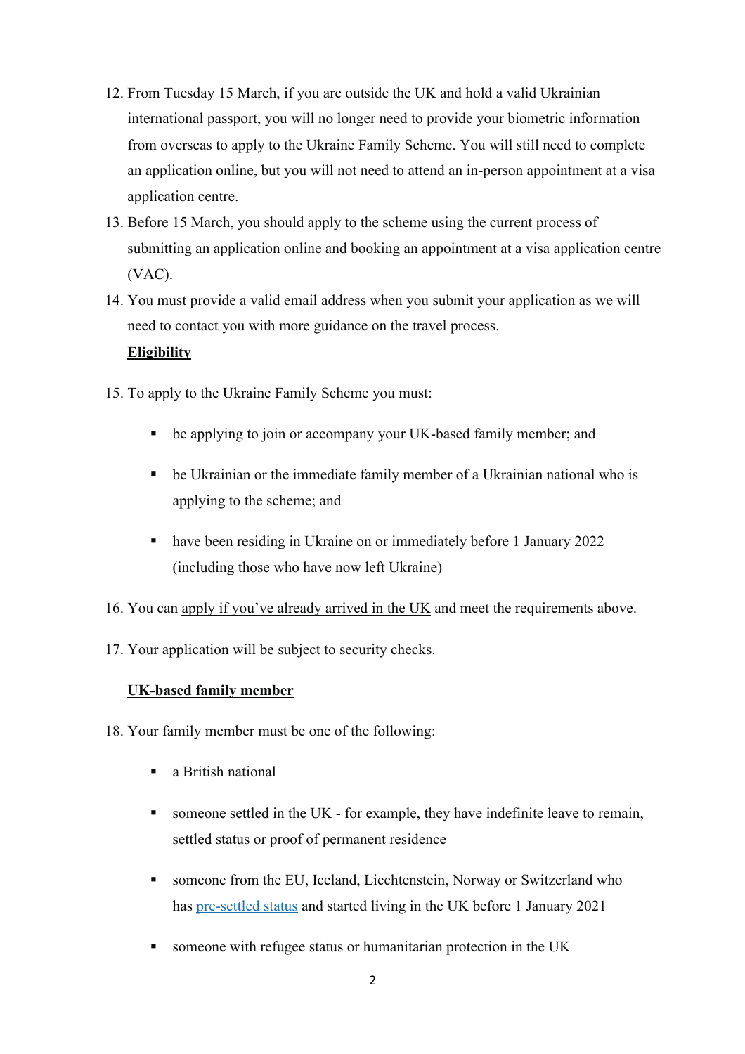12. From Tuesday 15 March, if you are outside the UK and hold a valid Ukrainian international passport, you will no longer need to provide your biometric information from overseas to apply to the Ukraine Family Scheme. You will still need to complete an application online, but you will not need to attend an in-person appointment at a visa application centre.
13. Before 15 March, you should apply to the scheme using the current process of submitting an application online and booking an appointment at a visa application centre (VAC).
14. You must provide a valid email address when you submit your application as we will need to contact you with more guidance on the travel process.

**Eligibility**

15. To apply to the Ukraine Family Scheme you must:
    - be applying to join or accompany your UK-based family member; and
    - be Ukrainian or the immediate family member of a Ukrainian national who is applying to the scheme; and
    - have been residing in Ukraine on or immediately before 1 January 2022 (including those who have now left Ukraine)
16. You can apply if you've already arrived in the UK and meet the requirements above.
17. Your application will be subject to security checks.

**UK-based family member**

18. Your family member must be one of the following:
    - a British national
    - someone settled in the UK - for example, they have indefinite leave to remain, settled status or proof of permanent residence
    - someone from the EU, Iceland, Liechtenstein, Norway or Switzerland who has pre-settled status and started living in the UK before 1 January 2021
    - someone with refugee status or humanitarian protection in the UK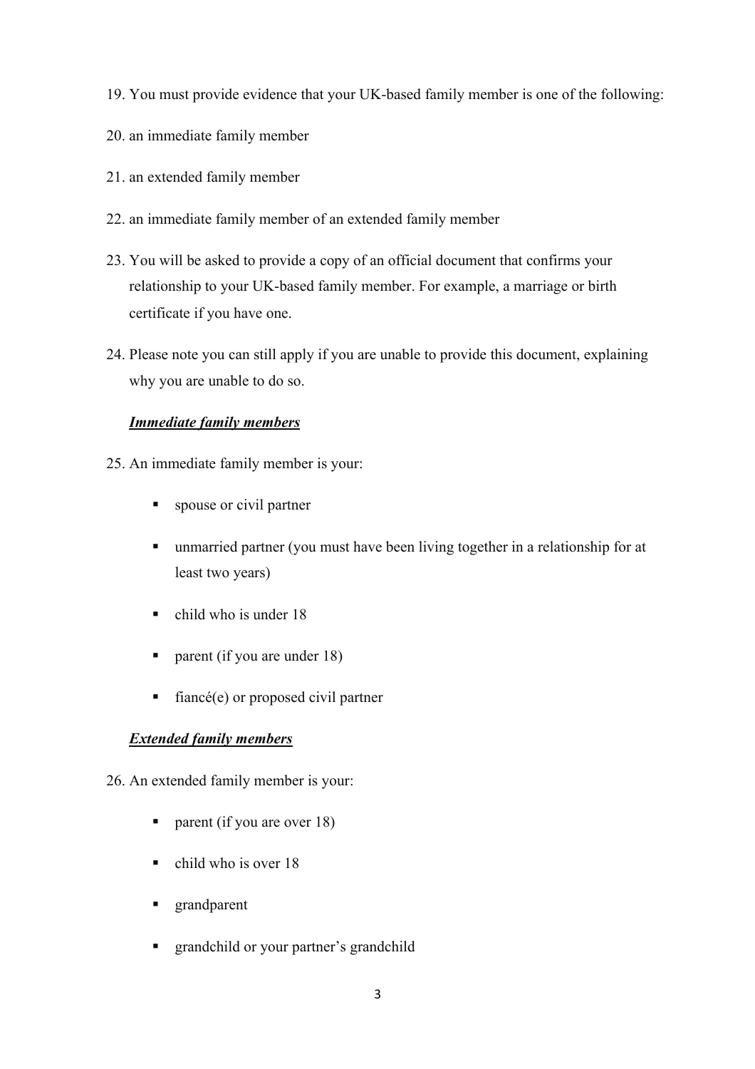19. You must provide evidence that your UK-based family member is one of the following:

20. an immediate family member

21. an extended family member

22. an immediate family member of an extended family member

23. You will be asked to provide a copy of an official document that confirms your relationship to your UK-based family member. For example, a marriage or birth certificate if you have one.

24. Please note you can still apply if you are unable to provide this document, explaining why you are unable to do so.

***Immediate family members***

25. An immediate family member is your:

    - spouse or civil partner
    - unmarried partner (you must have been living together in a relationship for at least two years)
    - child who is under 18
    - parent (if you are under 18)
    - fiancé(e) or proposed civil partner

***Extended family members***

26. An extended family member is your:

    - parent (if you are over 18)
    - child who is over 18
    - grandparent
    - grandchild or your partner's grandchild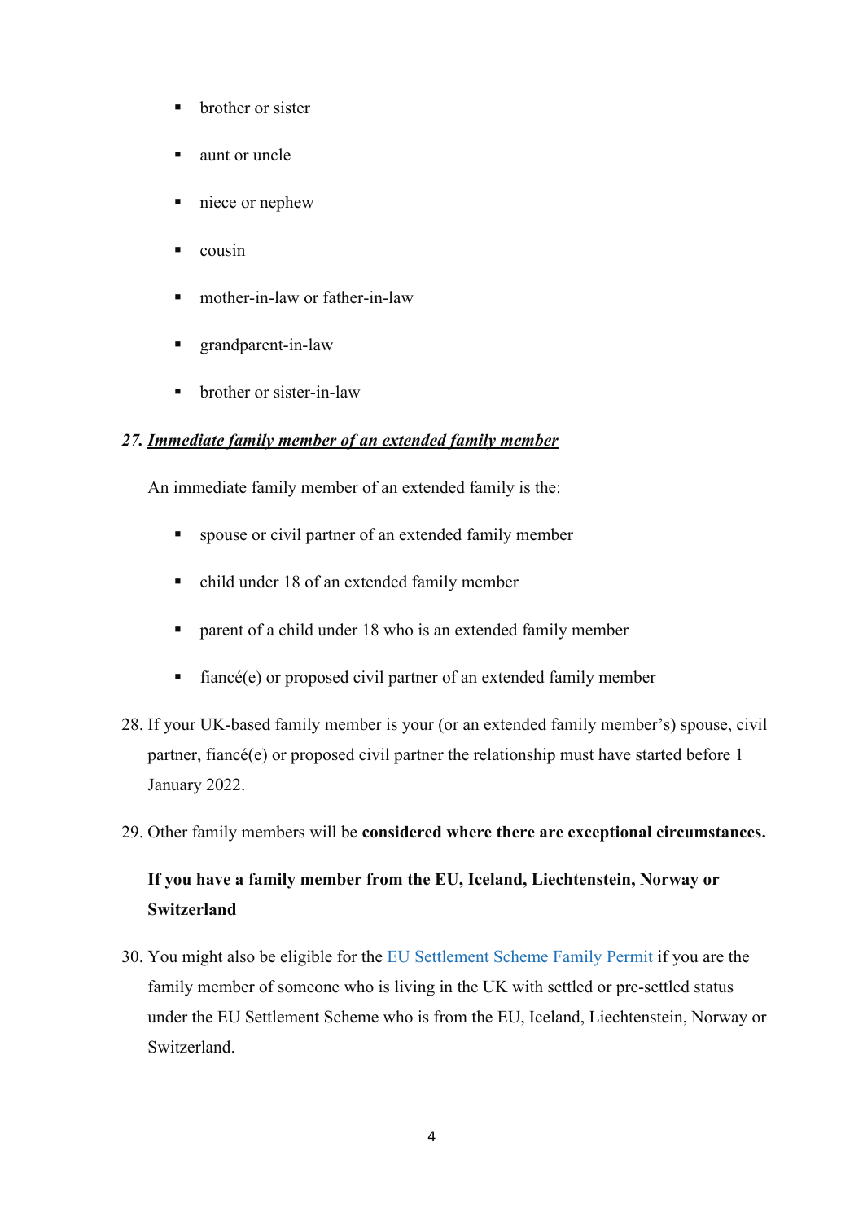- brother or sister
- aunt or uncle
- niece or nephew
- cousin
- mother-in-law or father-in-law
- grandparent-in-law
- brother or sister-in-law

### *27. __Immediate family member of an extended family member__*

An immediate family member of an extended family is the:

- spouse or civil partner of an extended family member
- child under 18 of an extended family member
- parent of a child under 18 who is an extended family member
- fiancé(e) or proposed civil partner of an extended family member

28. If your UK-based family member is your (or an extended family member's) spouse, civil partner, fiancé(e) or proposed civil partner the relationship must have started before 1 January 2022.

29. Other family members will be **considered where there are exceptional circumstances.**

**If you have a family member from the EU, Iceland, Liechtenstein, Norway or Switzerland**

30. You might also be eligible for the [EU Settlement Scheme Family Permit]() if you are the family member of someone who is living in the UK with settled or pre-settled status under the EU Settlement Scheme who is from the EU, Iceland, Liechtenstein, Norway or Switzerland.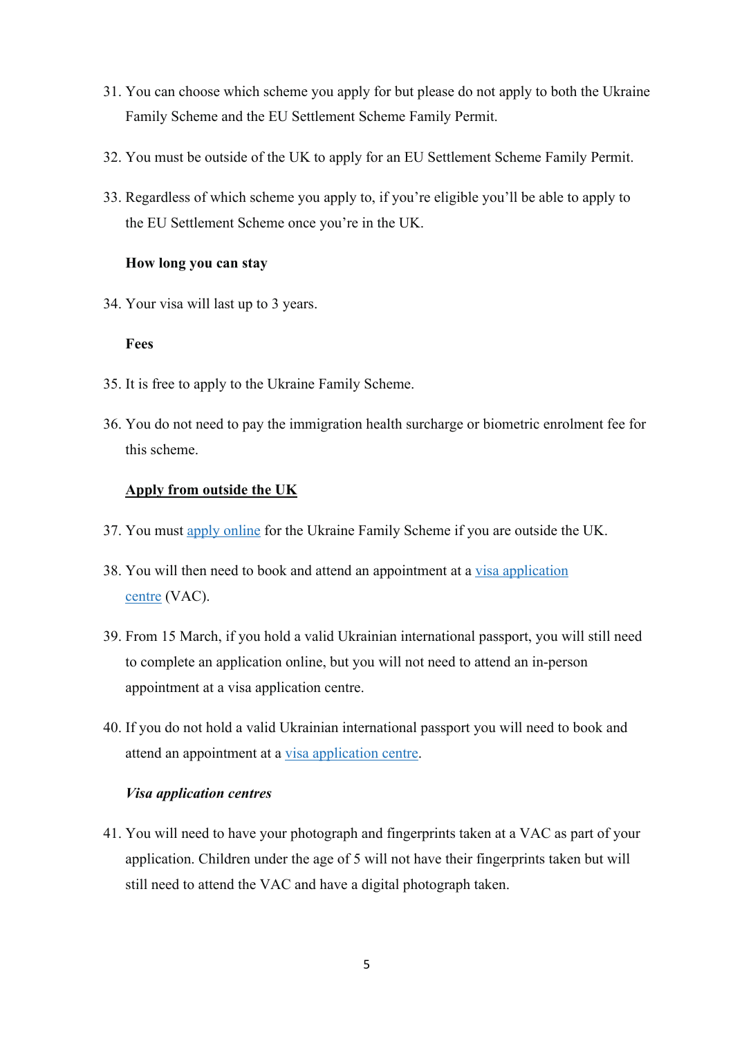31. You can choose which scheme you apply for but please do not apply to both the Ukraine Family Scheme and the EU Settlement Scheme Family Permit.

32. You must be outside of the UK to apply for an EU Settlement Scheme Family Permit.

33. Regardless of which scheme you apply to, if you're eligible you'll be able to apply to the EU Settlement Scheme once you're in the UK.

**How long you can stay**

34. Your visa will last up to 3 years.

**Fees**

35. It is free to apply to the Ukraine Family Scheme.

36. You do not need to pay the immigration health surcharge or biometric enrolment fee for this scheme.

**<u>Apply from outside the UK</u>**

37. You must apply online for the Ukraine Family Scheme if you are outside the UK.

38. You will then need to book and attend an appointment at a visa application centre (VAC).

39. From 15 March, if you hold a valid Ukrainian international passport, you will still need to complete an application online, but you will not need to attend an in-person appointment at a visa application centre.

40. If you do not hold a valid Ukrainian international passport you will need to book and attend an appointment at a visa application centre.

***Visa application centres***

41. You will need to have your photograph and fingerprints taken at a VAC as part of your application. Children under the age of 5 will not have their fingerprints taken but will still need to attend the VAC and have a digital photograph taken.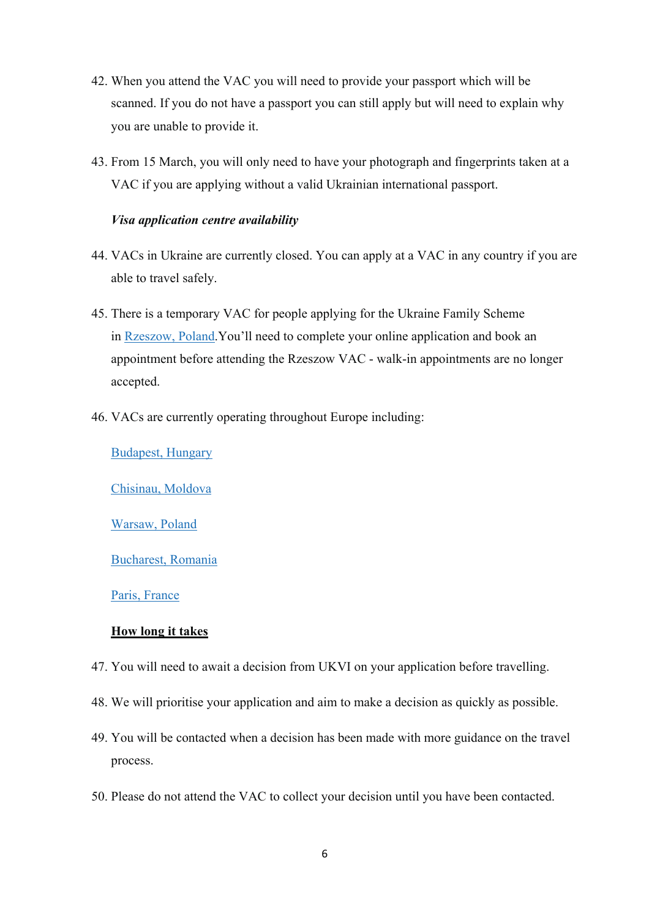42. When you attend the VAC you will need to provide your passport which will be scanned. If you do not have a passport you can still apply but will need to explain why you are unable to provide it.

43. From 15 March, you will only need to have your photograph and fingerprints taken at a VAC if you are applying without a valid Ukrainian international passport.

***Visa application centre availability***

44. VACs in Ukraine are currently closed. You can apply at a VAC in any country if you are able to travel safely.

45. There is a temporary VAC for people applying for the Ukraine Family Scheme in Rzeszow, Poland.You'll need to complete your online application and book an appointment before attending the Rzeszow VAC - walk-in appointments are no longer accepted.

46. VACs are currently operating throughout Europe including:

    Budapest, Hungary

    Chisinau, Moldova

    Warsaw, Poland

    Bucharest, Romania

    Paris, France

**How long it takes**

47. You will need to await a decision from UKVI on your application before travelling.

48. We will prioritise your application and aim to make a decision as quickly as possible.

49. You will be contacted when a decision has been made with more guidance on the travel process.

50. Please do not attend the VAC to collect your decision until you have been contacted.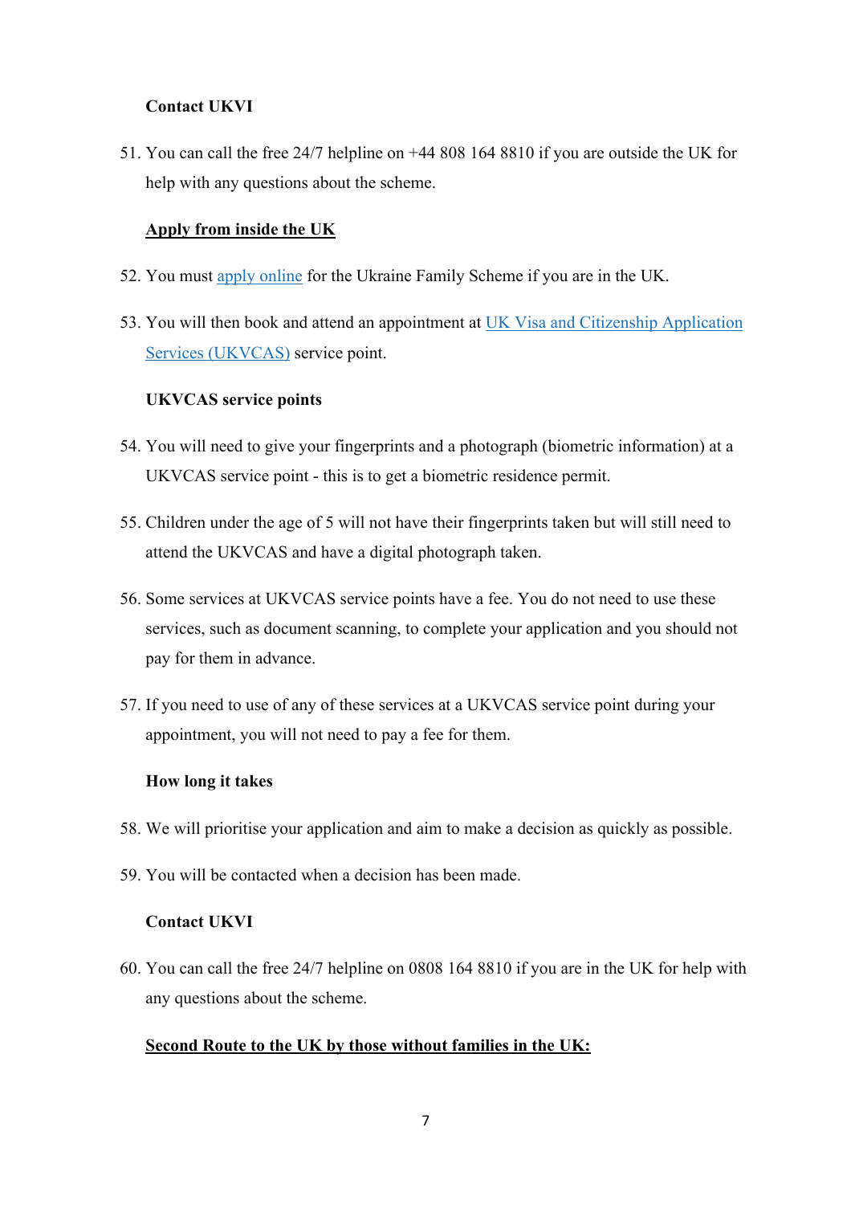**Contact UKVI**

51. You can call the free 24/7 helpline on +44 808 164 8810 if you are outside the UK for help with any questions about the scheme.

**Apply from inside the UK**

52. You must [apply online]() for the Ukraine Family Scheme if you are in the UK.

53. You will then book and attend an appointment at [UK Visa and Citizenship Application Services (UKVCAS)]() service point.

**UKVCAS service points**

54. You will need to give your fingerprints and a photograph (biometric information) at a UKVCAS service point - this is to get a biometric residence permit.

55. Children under the age of 5 will not have their fingerprints taken but will still need to attend the UKVCAS and have a digital photograph taken.

56. Some services at UKVCAS service points have a fee. You do not need to use these services, such as document scanning, to complete your application and you should not pay for them in advance.

57. If you need to use of any of these services at a UKVCAS service point during your appointment, you will not need to pay a fee for them.

**How long it takes**

58. We will prioritise your application and aim to make a decision as quickly as possible.

59. You will be contacted when a decision has been made.

**Contact UKVI**

60. You can call the free 24/7 helpline on 0808 164 8810 if you are in the UK for help with any questions about the scheme.

**Second Route to the UK by those without families in the UK:**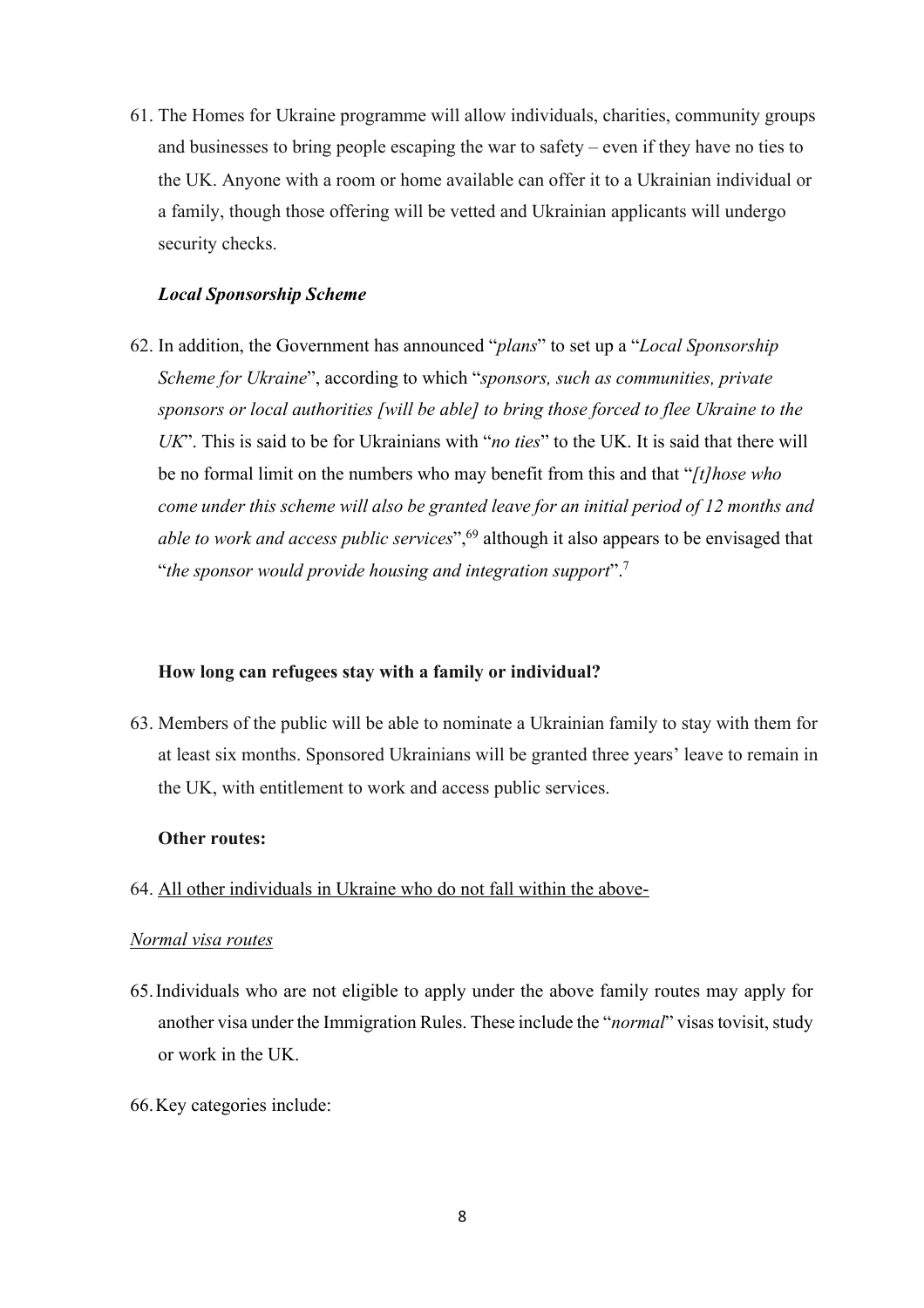61. The Homes for Ukraine programme will allow individuals, charities, community groups and businesses to bring people escaping the war to safety – even if they have no ties to the UK. Anyone with a room or home available can offer it to a Ukrainian individual or a family, though those offering will be vetted and Ukrainian applicants will undergo security checks.

***Local Sponsorship Scheme***

62. In addition, the Government has announced "*plans*" to set up a "*Local Sponsorship Scheme for Ukraine*", according to which "*sponsors, such as communities, private sponsors or local authorities [will be able] to bring those forced to flee Ukraine to the UK*". This is said to be for Ukrainians with "*no ties*" to the UK. It is said that there will be no formal limit on the numbers who may benefit from this and that "*[t]hose who come under this scheme will also be granted leave for an initial period of 12 months and able to work and access public services*",[69] although it also appears to be envisaged that "*the sponsor would provide housing and integration support*".[7]

**How long can refugees stay with a family or individual?**

63. Members of the public will be able to nominate a Ukrainian family to stay with them for at least six months. Sponsored Ukrainians will be granted three years' leave to remain in the UK, with entitlement to work and access public services.

**Other routes:**

64. <u>All other individuals in Ukraine who do not fall within the above-</u>

<u>*Normal visa routes*</u>

65. Individuals who are not eligible to apply under the above family routes may apply for another visa under the Immigration Rules. These include the "*normal*" visas tovisit, study or work in the UK.

66. Key categories include: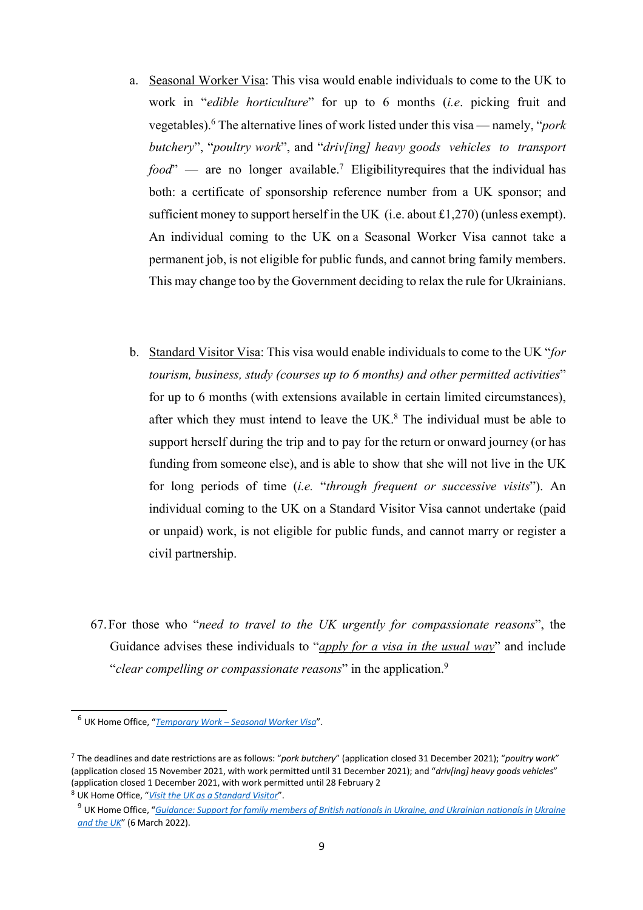a. <u>Seasonal Worker Visa</u>: This visa would enable individuals to come to the UK to work in "*edible horticulture*" for up to 6 months (*i.e*. picking fruit and vegetables).[6] The alternative lines of work listed under this visa — namely, "*pork butchery*", "*poultry work*", and "*driv[ing] heavy goods vehicles to transport food*" — are no longer available.[7] Eligibilityrequires that the individual has both: a certificate of sponsorship reference number from a UK sponsor; and sufficient money to support herself in the UK (i.e. about £1,270) (unless exempt). An individual coming to the UK on a Seasonal Worker Visa cannot take a permanent job, is not eligible for public funds, and cannot bring family members. This may change too by the Government deciding to relax the rule for Ukrainians.

b. <u>Standard Visitor Visa</u>: This visa would enable individuals to come to the UK "*for tourism, business, study (courses up to 6 months) and other permitted activities*" for up to 6 months (with extensions available in certain limited circumstances), after which they must intend to leave the UK.[8] The individual must be able to support herself during the trip and to pay for the return or onward journey (or has funding from someone else), and is able to show that she will not live in the UK for long periods of time (*i.e.* "*through frequent or successive visits*"). An individual coming to the UK on a Standard Visitor Visa cannot undertake (paid or unpaid) work, is not eligible for public funds, and cannot marry or register a civil partnership.

67. For those who "*need to travel to the UK urgently for compassionate reasons*", the Guidance advises these individuals to "*<u>apply for a visa in the usual way</u>*" and include "*clear compelling or compassionate reasons*" in the application.[9]

---

[6] UK Home Office, "*Temporary Work – Seasonal Worker Visa*".

[7] The deadlines and date restrictions are as follows: "*pork butchery*" (application closed 31 December 2021); "*poultry work*" (application closed 15 November 2021, with work permitted until 31 December 2021); and "*driv[ing] heavy goods vehicles*" (application closed 1 December 2021, with work permitted until 28 February 2

[8] UK Home Office, "*Visit the UK as a Standard Visitor*".

[9] UK Home Office, "*Guidance: Support for family members of British nationals in Ukraine, and Ukrainian nationals in Ukraine and the UK*" (6 March 2022).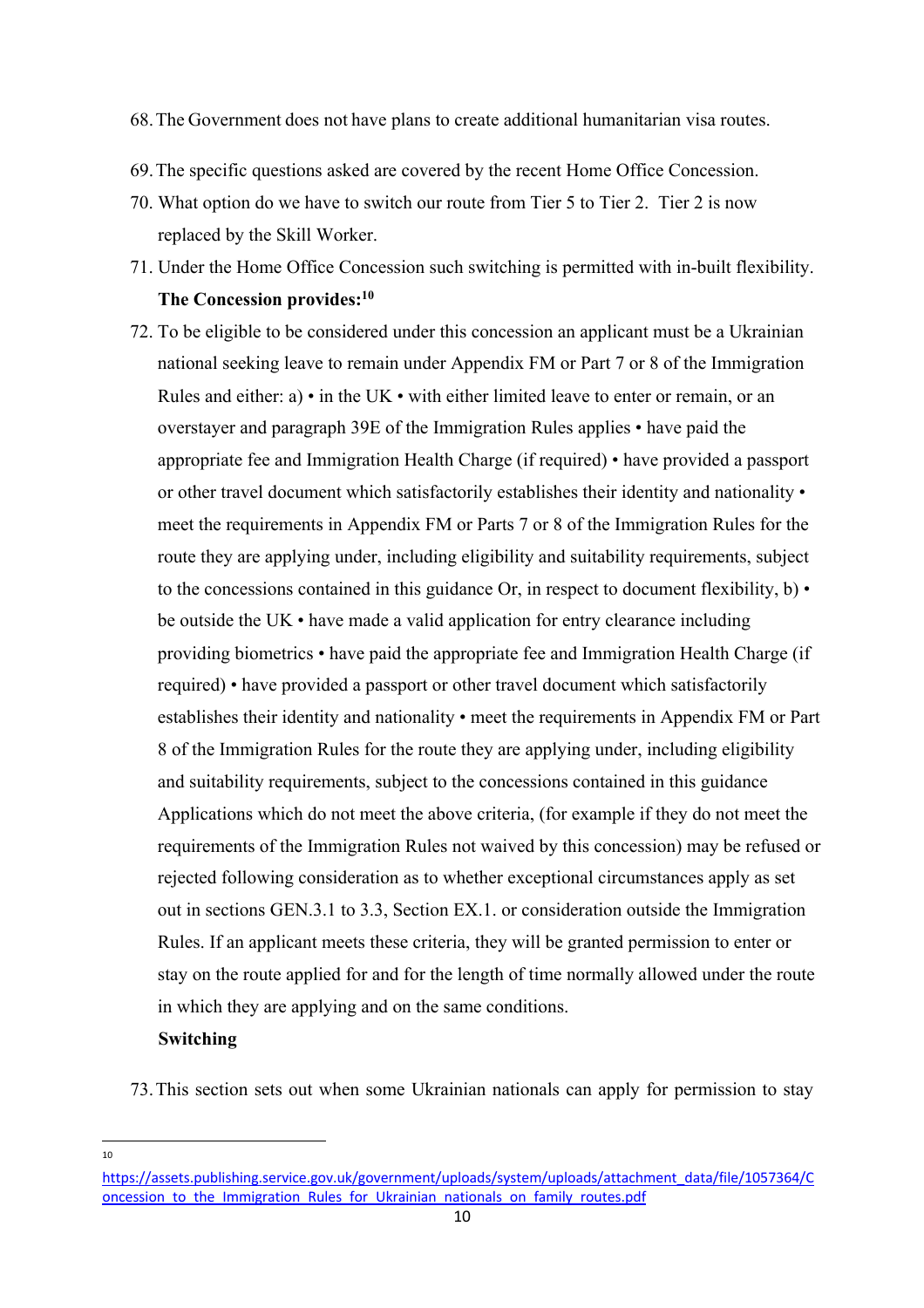68. The Government does not have plans to create additional humanitarian visa routes.

69. The specific questions asked are covered by the recent Home Office Concession.

70. What option do we have to switch our route from Tier 5 to Tier 2. Tier 2 is now replaced by the Skill Worker.

71. Under the Home Office Concession such switching is permitted with in-built flexibility. **The Concession provides:**[10]

72. To be eligible to be considered under this concession an applicant must be a Ukrainian national seeking leave to remain under Appendix FM or Part 7 or 8 of the Immigration Rules and either: a) • in the UK • with either limited leave to enter or remain, or an overstayer and paragraph 39E of the Immigration Rules applies • have paid the appropriate fee and Immigration Health Charge (if required) • have provided a passport or other travel document which satisfactorily establishes their identity and nationality • meet the requirements in Appendix FM or Parts 7 or 8 of the Immigration Rules for the route they are applying under, including eligibility and suitability requirements, subject to the concessions contained in this guidance Or, in respect to document flexibility, b) • be outside the UK • have made a valid application for entry clearance including providing biometrics • have paid the appropriate fee and Immigration Health Charge (if required) • have provided a passport or other travel document which satisfactorily establishes their identity and nationality • meet the requirements in Appendix FM or Part 8 of the Immigration Rules for the route they are applying under, including eligibility and suitability requirements, subject to the concessions contained in this guidance Applications which do not meet the above criteria, (for example if they do not meet the requirements of the Immigration Rules not waived by this concession) may be refused or rejected following consideration as to whether exceptional circumstances apply as set out in sections GEN.3.1 to 3.3, Section EX.1. or consideration outside the Immigration Rules. If an applicant meets these criteria, they will be granted permission to enter or stay on the route applied for and for the length of time normally allowed under the route in which they are applying and on the same conditions.

   **Switching**

73. This section sets out when some Ukrainian nationals can apply for permission to stay

---

[10] https://assets.publishing.service.gov.uk/government/uploads/system/uploads/attachment_data/file/1057364/Concession_to_the_Immigration_Rules_for_Ukrainian_nationals_on_family_routes.pdf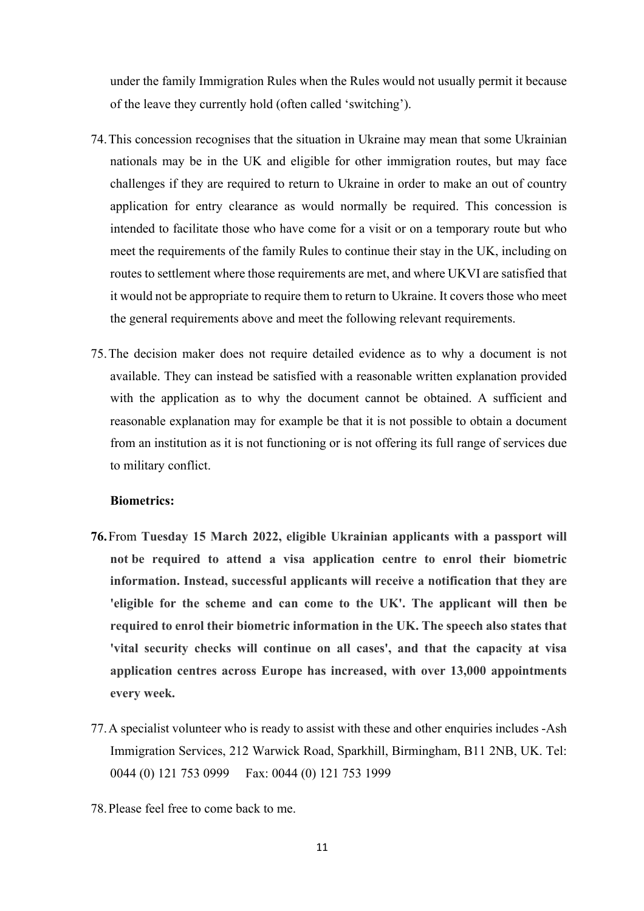under the family Immigration Rules when the Rules would not usually permit it because of the leave they currently hold (often called 'switching').

74. This concession recognises that the situation in Ukraine may mean that some Ukrainian nationals may be in the UK and eligible for other immigration routes, but may face challenges if they are required to return to Ukraine in order to make an out of country application for entry clearance as would normally be required. This concession is intended to facilitate those who have come for a visit or on a temporary route but who meet the requirements of the family Rules to continue their stay in the UK, including on routes to settlement where those requirements are met, and where UKVI are satisfied that it would not be appropriate to require them to return to Ukraine. It covers those who meet the general requirements above and meet the following relevant requirements.

75. The decision maker does not require detailed evidence as to why a document is not available. They can instead be satisfied with a reasonable written explanation provided with the application as to why the document cannot be obtained. A sufficient and reasonable explanation may for example be that it is not possible to obtain a document from an institution as it is not functioning or is not offering its full range of services due to military conflict.

**Biometrics:**

**76.** From **Tuesday 15 March 2022, eligible Ukrainian applicants with a passport will not be required to attend a visa application centre to enrol their biometric information. Instead, successful applicants will receive a notification that they are 'eligible for the scheme and can come to the UK'. The applicant will then be required to enrol their biometric information in the UK. The speech also states that 'vital security checks will continue on all cases', and that the capacity at visa application centres across Europe has increased, with over 13,000 appointments every week.**

77. A specialist volunteer who is ready to assist with these and other enquiries includes -Ash Immigration Services, 212 Warwick Road, Sparkhill, Birmingham, B11 2NB, UK. Tel: 0044 (0) 121 753 0999 Fax: 0044 (0) 121 753 1999

78. Please feel free to come back to me.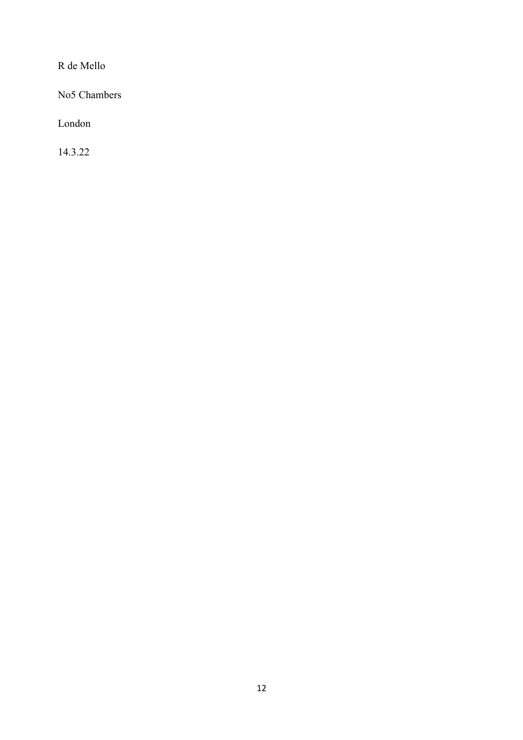R de Mello

No5 Chambers

London

14.3.22